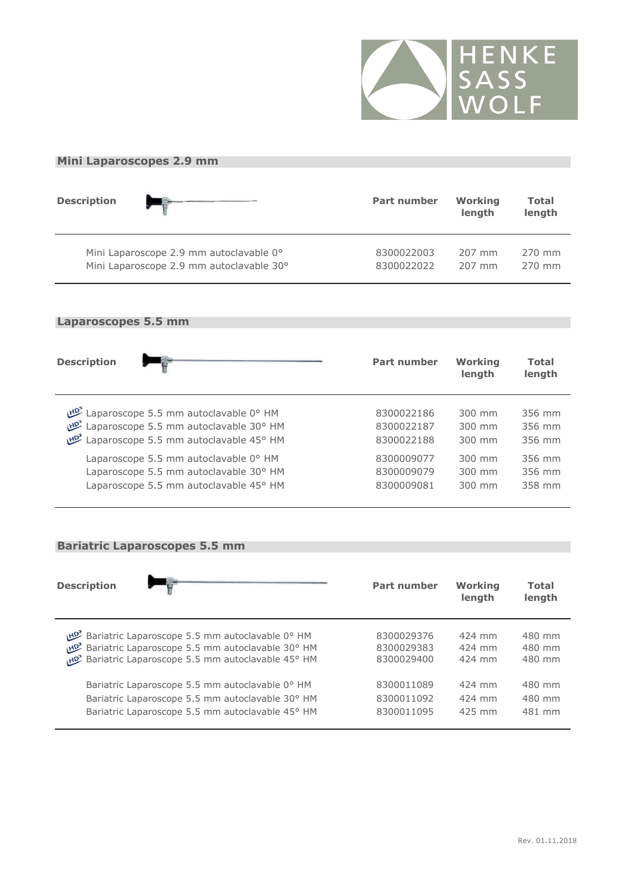HENKE SASS WOLF

## Mini Laparoscopes 2.9 mm

| Description | Part number | Working length | Total length |
|---|---|---|---|
| Mini Laparoscope 2.9 mm autoclavable 0° | 8300022003 | 207 mm | 270 mm |
| Mini Laparoscope 2.9 mm autoclavable 30° | 8300022022 | 207 mm | 270 mm |

## Laparoscopes 5.5 mm

| Description | Part number | Working length | Total length |
|---|---|---|---|
| HD³ Laparoscope 5.5 mm autoclavable 0° HM | 8300022186 | 300 mm | 356 mm |
| HD³ Laparoscope 5.5 mm autoclavable 30° HM | 8300022187 | 300 mm | 356 mm |
| HD³ Laparoscope 5.5 mm autoclavable 45° HM | 8300022188 | 300 mm | 356 mm |
| Laparoscope 5.5 mm autoclavable 0° HM | 8300009077 | 300 mm | 356 mm |
| Laparoscope 5.5 mm autoclavable 30° HM | 8300009079 | 300 mm | 356 mm |
| Laparoscope 5.5 mm autoclavable 45° HM | 8300009081 | 300 mm | 358 mm |

## Bariatric Laparoscopes 5.5 mm

| Description | Part number | Working length | Total length |
|---|---|---|---|
| HD³ Bariatric Laparoscope 5.5 mm autoclavable 0° HM | 8300029376 | 424 mm | 480 mm |
| HD³ Bariatric Laparoscope 5.5 mm autoclavable 30° HM | 8300029383 | 424 mm | 480 mm |
| HD³ Bariatric Laparoscope 5.5 mm autoclavable 45° HM | 8300029400 | 424 mm | 480 mm |
| Bariatric Laparoscope 5.5 mm autoclavable 0° HM | 8300011089 | 424 mm | 480 mm |
| Bariatric Laparoscope 5.5 mm autoclavable 30° HM | 8300011092 | 424 mm | 480 mm |
| Bariatric Laparoscope 5.5 mm autoclavable 45° HM | 8300011095 | 425 mm | 481 mm |

Rev. 01.11.2018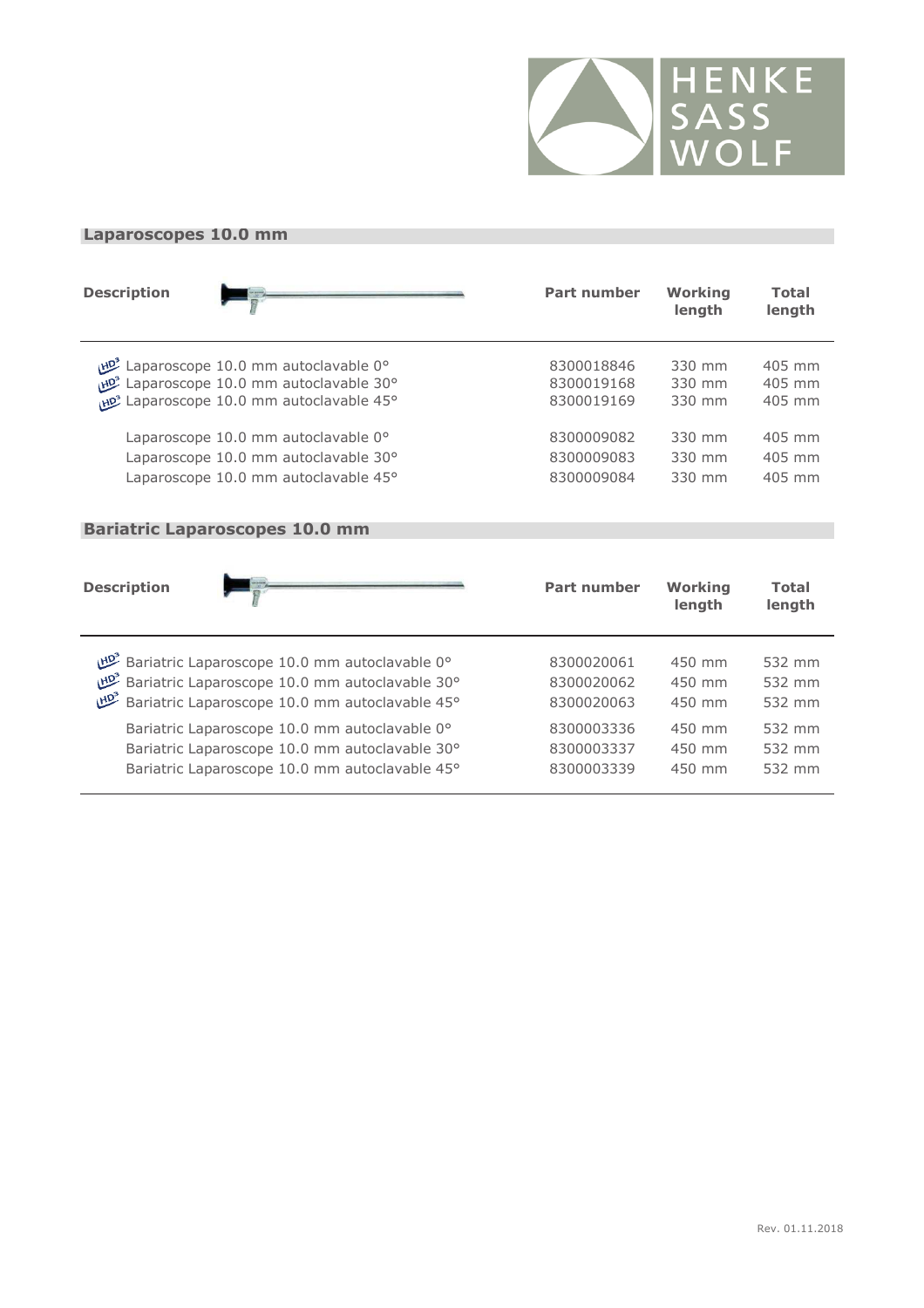## Laparoscopes 10.0 mm

| Description | Part number | Working length | Total length |
|---|---|---|---|
| HD³ Laparoscope 10.0 mm autoclavable 0° | 8300018846 | 330 mm | 405 mm |
| HD³ Laparoscope 10.0 mm autoclavable 30° | 8300019168 | 330 mm | 405 mm |
| HD³ Laparoscope 10.0 mm autoclavable 45° | 8300019169 | 330 mm | 405 mm |
| Laparoscope 10.0 mm autoclavable 0° | 8300009082 | 330 mm | 405 mm |
| Laparoscope 10.0 mm autoclavable 30° | 8300009083 | 330 mm | 405 mm |
| Laparoscope 10.0 mm autoclavable 45° | 8300009084 | 330 mm | 405 mm |

## Bariatric Laparoscopes 10.0 mm

| Description | Part number | Working length | Total length |
|---|---|---|---|
| HD³ Bariatric Laparoscope 10.0 mm autoclavable 0° | 8300020061 | 450 mm | 532 mm |
| HD³ Bariatric Laparoscope 10.0 mm autoclavable 30° | 8300020062 | 450 mm | 532 mm |
| HD³ Bariatric Laparoscope 10.0 mm autoclavable 45° | 8300020063 | 450 mm | 532 mm |
| Bariatric Laparoscope 10.0 mm autoclavable 0° | 8300003336 | 450 mm | 532 mm |
| Bariatric Laparoscope 10.0 mm autoclavable 30° | 8300003337 | 450 mm | 532 mm |
| Bariatric Laparoscope 10.0 mm autoclavable 45° | 8300003339 | 450 mm | 532 mm |

Rev. 01.11.2018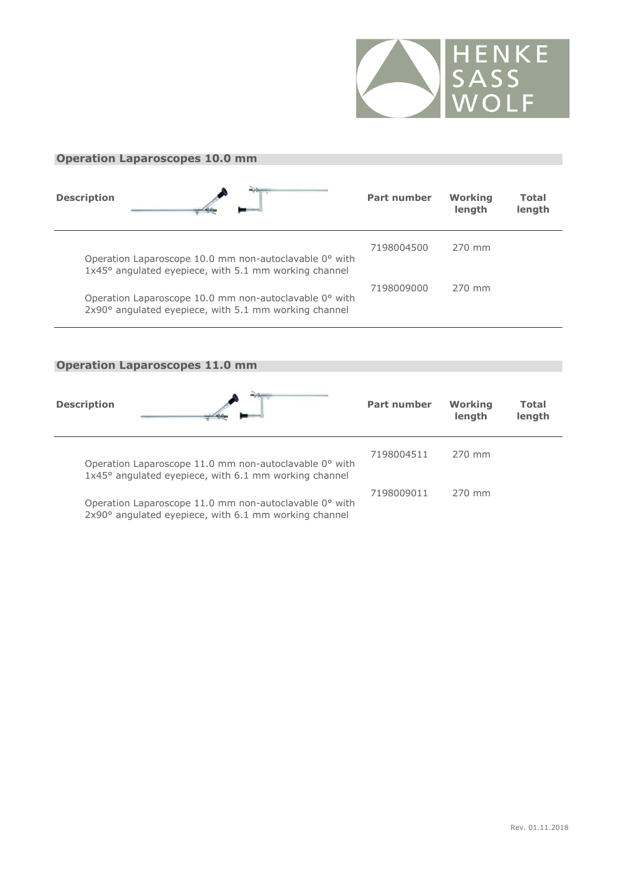## Operation Laparoscopes 10.0 mm

| Description | Part number | Working length | Total length |
|---|---|---|---|
| Operation Laparoscope 10.0 mm non-autoclavable 0° with 1x45° angulated eyepiece, with 5.1 mm working channel | 7198004500 | 270 mm | |
| Operation Laparoscope 10.0 mm non-autoclavable 0° with 2x90° angulated eyepiece, with 5.1 mm working channel | 7198009000 | 270 mm | |

## Operation Laparoscopes 11.0 mm

| Description | Part number | Working length | Total length |
|---|---|---|---|
| Operation Laparoscope 11.0 mm non-autoclavable 0° with 1x45° angulated eyepiece, with 6.1 mm working channel | 7198004511 | 270 mm | |
| Operation Laparoscope 11.0 mm non-autoclavable 0° with 2x90° angulated eyepiece, with 6.1 mm working channel | 7198009011 | 270 mm | |

Rev. 01.11.2018